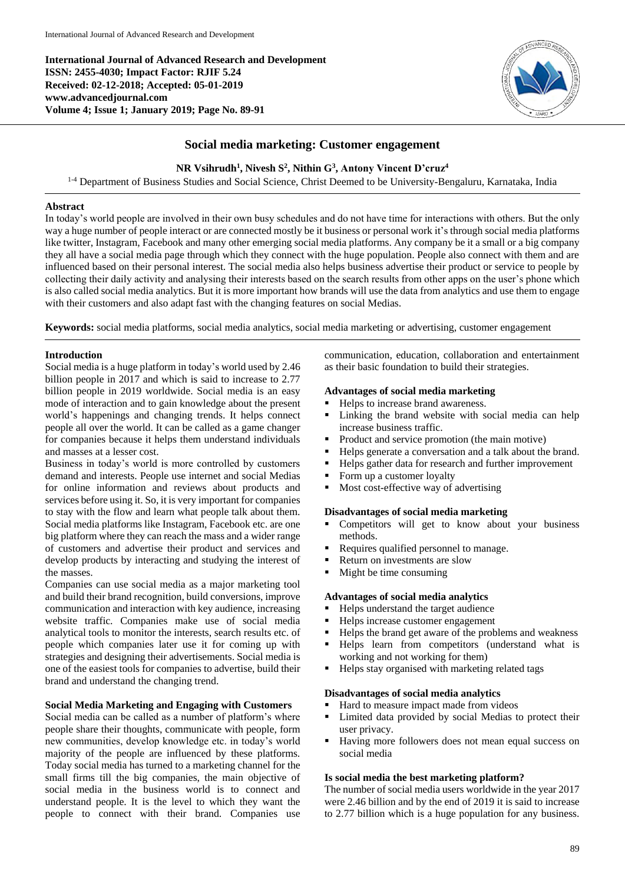**International Journal of Advanced Research and Development**
**ISSN: 2455-4030; Impact Factor: RJIF 5.24**
**Received: 02-12-2018; Accepted: 05-01-2019**
**www.advancedjournal.com**
**Volume 4; Issue 1; January 2019; Page No. 89-91**

# Social media marketing: Customer engagement

**NR Vsihrudh[1], Nivesh S[2], Nithin G[3], Antony Vincent D'cruz[4]**

[1-4] Department of Business Studies and Social Science, Christ Deemed to be University-Bengaluru, Karnataka, India

## Abstract

In today's world people are involved in their own busy schedules and do not have time for interactions with others. But the only way a huge number of people interact or are connected mostly be it business or personal work it's through social media platforms like twitter, Instagram, Facebook and many other emerging social media platforms. Any company be it a small or a big company they all have a social media page through which they connect with the huge population. People also connect with them and are influenced based on their personal interest. The social media also helps business advertise their product or service to people by collecting their daily activity and analysing their interests based on the search results from other apps on the user's phone which is also called social media analytics. But it is more important how brands will use the data from analytics and use them to engage with their customers and also adapt fast with the changing features on social Medias.

**Keywords:** social media platforms, social media analytics, social media marketing or advertising, customer engagement

## Introduction

Social media is a huge platform in today's world used by 2.46 billion people in 2017 and which is said to increase to 2.77 billion people in 2019 worldwide. Social media is an easy mode of interaction and to gain knowledge about the present world's happenings and changing trends. It helps connect people all over the world. It can be called as a game changer for companies because it helps them understand individuals and masses at a lesser cost.

Business in today's world is more controlled by customers demand and interests. People use internet and social Medias for online information and reviews about products and services before using it. So, it is very important for companies to stay with the flow and learn what people talk about them. Social media platforms like Instagram, Facebook etc. are one big platform where they can reach the mass and a wider range of customers and advertise their product and services and develop products by interacting and studying the interest of the masses.

Companies can use social media as a major marketing tool and build their brand recognition, build conversions, improve communication and interaction with key audience, increasing website traffic. Companies make use of social media analytical tools to monitor the interests, search results etc. of people which companies later use it for coming up with strategies and designing their advertisements. Social media is one of the easiest tools for companies to advertise, build their brand and understand the changing trend.

### Social Media Marketing and Engaging with Customers

Social media can be called as a number of platform's where people share their thoughts, communicate with people, form new communities, develop knowledge etc. in today's world majority of the people are influenced by these platforms. Today social media has turned to a marketing channel for the small firms till the big companies, the main objective of social media in the business world is to connect and understand people. It is the level to which they want the people to connect with their brand. Companies use communication, education, collaboration and entertainment as their basic foundation to build their strategies.

### Advantages of social media marketing

- Helps to increase brand awareness.
- Linking the brand website with social media can help increase business traffic.
- Product and service promotion (the main motive)
- Helps generate a conversation and a talk about the brand.
- Helps gather data for research and further improvement
- Form up a customer loyalty
- Most cost-effective way of advertising

### Disadvantages of social media marketing

- Competitors will get to know about your business methods.
- Requires qualified personnel to manage.
- Return on investments are slow
- Might be time consuming

### Advantages of social media analytics

- Helps understand the target audience
- Helps increase customer engagement
- Helps the brand get aware of the problems and weakness
- Helps learn from competitors (understand what is working and not working for them)
- Helps stay organised with marketing related tags

### Disadvantages of social media analytics

- Hard to measure impact made from videos
- Limited data provided by social Medias to protect their user privacy.
- Having more followers does not mean equal success on social media

### Is social media the best marketing platform?

The number of social media users worldwide in the year 2017 were 2.46 billion and by the end of 2019 it is said to increase to 2.77 billion which is a huge population for any business.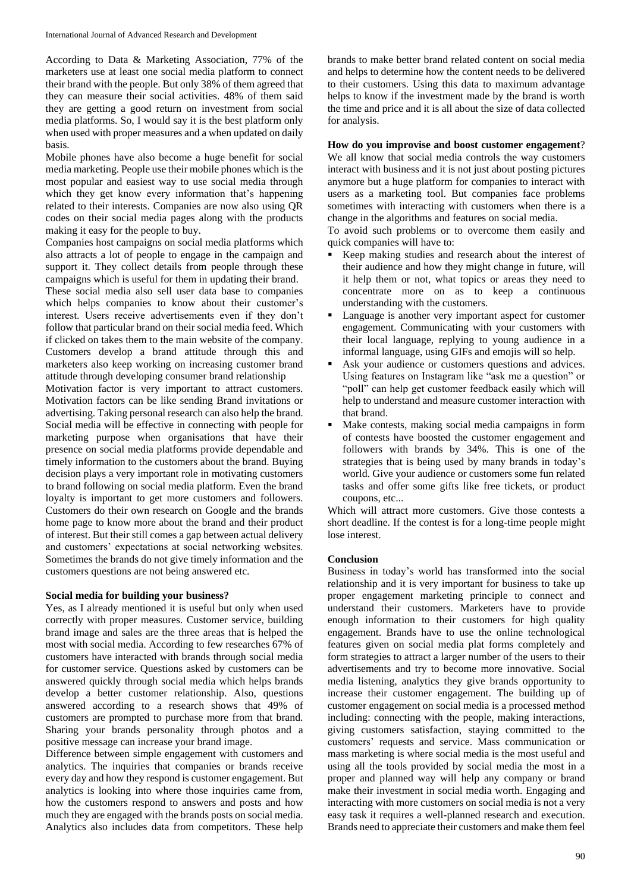According to Data & Marketing Association, 77% of the marketers use at least one social media platform to connect their brand with the people. But only 38% of them agreed that they can measure their social activities. 48% of them said they are getting a good return on investment from social media platforms. So, I would say it is the best platform only when used with proper measures and a when updated on daily basis.

Mobile phones have also become a huge benefit for social media marketing. People use their mobile phones which is the most popular and easiest way to use social media through which they get know every information that's happening related to their interests. Companies are now also using QR codes on their social media pages along with the products making it easy for the people to buy.

Companies host campaigns on social media platforms which also attracts a lot of people to engage in the campaign and support it. They collect details from people through these campaigns which is useful for them in updating their brand.

These social media also sell user data base to companies which helps companies to know about their customer's interest. Users receive advertisements even if they don't follow that particular brand on their social media feed. Which if clicked on takes them to the main website of the company. Customers develop a brand attitude through this and marketers also keep working on increasing customer brand attitude through developing consumer brand relationship

Motivation factor is very important to attract customers. Motivation factors can be like sending Brand invitations or advertising. Taking personal research can also help the brand. Social media will be effective in connecting with people for marketing purpose when organisations that have their presence on social media platforms provide dependable and timely information to the customers about the brand. Buying decision plays a very important role in motivating customers to brand following on social media platform. Even the brand loyalty is important to get more customers and followers. Customers do their own research on Google and the brands home page to know more about the brand and their product of interest. But their still comes a gap between actual delivery and customers' expectations at social networking websites. Sometimes the brands do not give timely information and the customers questions are not being answered etc.

**Social media for building your business?**

Yes, as I already mentioned it is useful but only when used correctly with proper measures. Customer service, building brand image and sales are the three areas that is helped the most with social media. According to few researches 67% of customers have interacted with brands through social media for customer service. Questions asked by customers can be answered quickly through social media which helps brands develop a better customer relationship. Also, questions answered according to a research shows that 49% of customers are prompted to purchase more from that brand. Sharing your brands personality through photos and a positive message can increase your brand image.

Difference between simple engagement with customers and analytics. The inquiries that companies or brands receive every day and how they respond is customer engagement. But analytics is looking into where those inquiries came from, how the customers respond to answers and posts and how much they are engaged with the brands posts on social media. Analytics also includes data from competitors. These help brands to make better brand related content on social media and helps to determine how the content needs to be delivered to their customers. Using this data to maximum advantage helps to know if the investment made by the brand is worth the time and price and it is all about the size of data collected for analysis.

**How do you improvise and boost customer engagement**?

We all know that social media controls the way customers interact with business and it is not just about posting pictures anymore but a huge platform for companies to interact with users as a marketing tool. But companies face problems sometimes with interacting with customers when there is a change in the algorithms and features on social media.

To avoid such problems or to overcome them easily and quick companies will have to:

- Keep making studies and research about the interest of their audience and how they might change in future, will it help them or not, what topics or areas they need to concentrate more on as to keep a continuous understanding with the customers.
- Language is another very important aspect for customer engagement. Communicating with your customers with their local language, replying to young audience in a informal language, using GIFs and emojis will so help.
- Ask your audience or customers questions and advices. Using features on Instagram like "ask me a question" or "poll" can help get customer feedback easily which will help to understand and measure customer interaction with that brand.
- Make contests, making social media campaigns in form of contests have boosted the customer engagement and followers with brands by 34%. This is one of the strategies that is being used by many brands in today's world. Give your audience or customers some fun related tasks and offer some gifts like free tickets, or product coupons, etc...

Which will attract more customers. Give those contests a short deadline. If the contest is for a long-time people might lose interest.

**Conclusion**

Business in today's world has transformed into the social relationship and it is very important for business to take up proper engagement marketing principle to connect and understand their customers. Marketers have to provide enough information to their customers for high quality engagement. Brands have to use the online technological features given on social media plat forms completely and form strategies to attract a larger number of the users to their advertisements and try to become more innovative. Social media listening, analytics they give brands opportunity to increase their customer engagement. The building up of customer engagement on social media is a processed method including: connecting with the people, making interactions, giving customers satisfaction, staying committed to the customers' requests and service. Mass communication or mass marketing is where social media is the most useful and using all the tools provided by social media the most in a proper and planned way will help any company or brand make their investment in social media worth. Engaging and interacting with more customers on social media is not a very easy task it requires a well-planned research and execution. Brands need to appreciate their customers and make them feel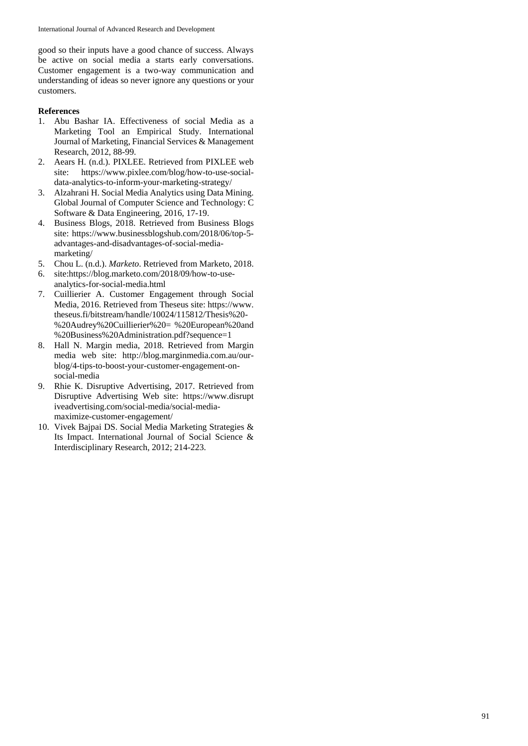good so their inputs have a good chance of success. Always be active on social media a starts early conversations. Customer engagement is a two-way communication and understanding of ideas so never ignore any questions or your customers.

**References**

1. Abu Bashar IA. Effectiveness of social Media as a Marketing Tool an Empirical Study. International Journal of Marketing, Financial Services & Management Research, 2012, 88-99.
2. Aears H. (n.d.). PIXLEE. Retrieved from PIXLEE web site: https://www.pixlee.com/blog/how-to-use-social-data-analytics-to-inform-your-marketing-strategy/
3. Alzahrani H. Social Media Analytics using Data Mining. Global Journal of Computer Science and Technology: C Software & Data Engineering, 2016, 17-19.
4. Business Blogs, 2018. Retrieved from Business Blogs site: https://www.businessblogshub.com/2018/06/top-5-advantages-and-disadvantages-of-social-media-marketing/
5. Chou L. (n.d.). *Marketo*. Retrieved from Marketo, 2018.
6. site:https://blog.marketo.com/2018/09/how-to-use-analytics-for-social-media.html
7. Cuillierier A. Customer Engagement through Social Media, 2016. Retrieved from Theseus site: https://www.theseus.fi/bitstream/handle/10024/115812/Thesis%20-%20Audrey%20Cuillierier%20= %20European%20and %20Business%20Administration.pdf?sequence=1
8. Hall N. Margin media, 2018. Retrieved from Margin media web site: http://blog.marginmedia.com.au/our-blog/4-tips-to-boost-your-customer-engagement-on-social-media
9. Rhie K. Disruptive Advertising, 2017. Retrieved from Disruptive Advertising Web site: https://www.disruptiveadvertising.com/social-media/social-media-maximize-customer-engagement/
10. Vivek Bajpai DS. Social Media Marketing Strategies & Its Impact. International Journal of Social Science & Interdisciplinary Research, 2012; 214-223.